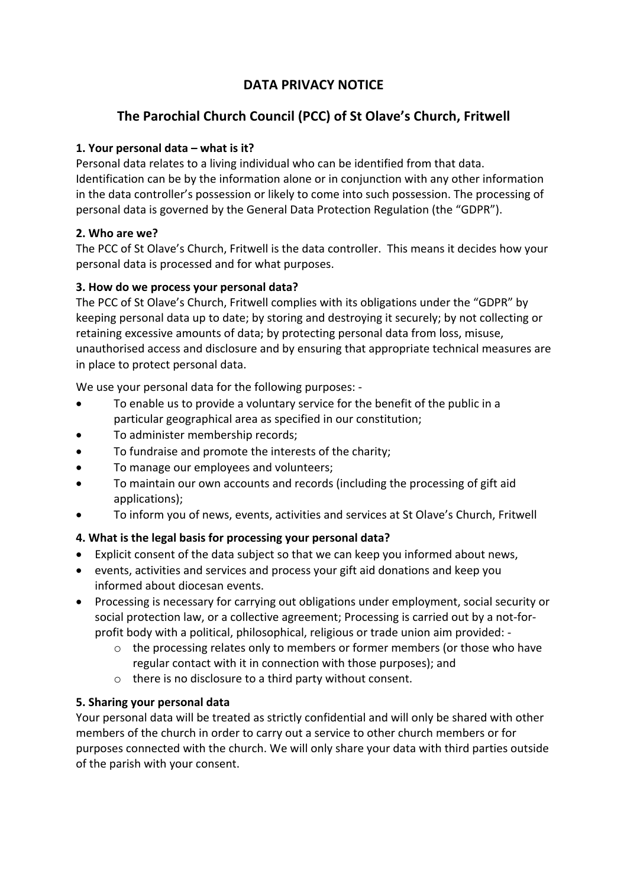# DATA PRIVACY NOTICE

## The Parochial Church Council (PCC) of St Olave's Church, Fritwell

**1. Your personal data – what is it?**

Personal data relates to a living individual who can be identified from that data. Identification can be by the information alone or in conjunction with any other information in the data controller's possession or likely to come into such possession. The processing of personal data is governed by the General Data Protection Regulation (the "GDPR").

**2. Who are we?**

The PCC of St Olave's Church, Fritwell is the data controller. This means it decides how your personal data is processed and for what purposes.

**3. How do we process your personal data?**

The PCC of St Olave's Church, Fritwell complies with its obligations under the "GDPR" by keeping personal data up to date; by storing and destroying it securely; by not collecting or retaining excessive amounts of data; by protecting personal data from loss, misuse, unauthorised access and disclosure and by ensuring that appropriate technical measures are in place to protect personal data.

We use your personal data for the following purposes: -

- To enable us to provide a voluntary service for the benefit of the public in a particular geographical area as specified in our constitution;
- To administer membership records;
- To fundraise and promote the interests of the charity;
- To manage our employees and volunteers;
- To maintain our own accounts and records (including the processing of gift aid applications);
- To inform you of news, events, activities and services at St Olave's Church, Fritwell

**4. What is the legal basis for processing your personal data?**

- Explicit consent of the data subject so that we can keep you informed about news,
- events, activities and services and process your gift aid donations and keep you informed about diocesan events.
- Processing is necessary for carrying out obligations under employment, social security or social protection law, or a collective agreement; Processing is carried out by a not-for-profit body with a political, philosophical, religious or trade union aim provided: -
  - the processing relates only to members or former members (or those who have regular contact with it in connection with those purposes); and
  - there is no disclosure to a third party without consent.

**5. Sharing your personal data**

Your personal data will be treated as strictly confidential and will only be shared with other members of the church in order to carry out a service to other church members or for purposes connected with the church. We will only share your data with third parties outside of the parish with your consent.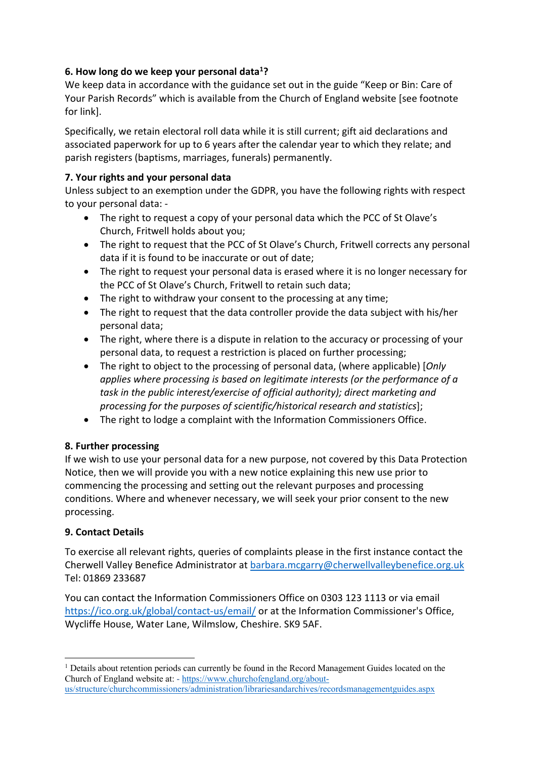### 6. How long do we keep your personal data[1]?

We keep data in accordance with the guidance set out in the guide "Keep or Bin: Care of Your Parish Records" which is available from the Church of England website [see footnote for link].

Specifically, we retain electoral roll data while it is still current; gift aid declarations and associated paperwork for up to 6 years after the calendar year to which they relate; and parish registers (baptisms, marriages, funerals) permanently.

### 7. Your rights and your personal data

Unless subject to an exemption under the GDPR, you have the following rights with respect to your personal data: -

- The right to request a copy of your personal data which the PCC of St Olave's Church, Fritwell holds about you;
- The right to request that the PCC of St Olave's Church, Fritwell corrects any personal data if it is found to be inaccurate or out of date;
- The right to request your personal data is erased where it is no longer necessary for the PCC of St Olave's Church, Fritwell to retain such data;
- The right to withdraw your consent to the processing at any time;
- The right to request that the data controller provide the data subject with his/her personal data;
- The right, where there is a dispute in relation to the accuracy or processing of your personal data, to request a restriction is placed on further processing;
- The right to object to the processing of personal data, (where applicable) [*Only applies where processing is based on legitimate interests (or the performance of a task in the public interest/exercise of official authority); direct marketing and processing for the purposes of scientific/historical research and statistics*];
- The right to lodge a complaint with the Information Commissioners Office.

### 8. Further processing

If we wish to use your personal data for a new purpose, not covered by this Data Protection Notice, then we will provide you with a new notice explaining this new use prior to commencing the processing and setting out the relevant purposes and processing conditions. Where and whenever necessary, we will seek your prior consent to the new processing.

### 9. Contact Details

To exercise all relevant rights, queries of complaints please in the first instance contact the Cherwell Valley Benefice Administrator at barbara.mcgarry@cherwellvalleybenefice.org.uk Tel: 01869 233687

You can contact the Information Commissioners Office on 0303 123 1113 or via email https://ico.org.uk/global/contact-us/email/ or at the Information Commissioner's Office, Wycliffe House, Water Lane, Wilmslow, Cheshire. SK9 5AF.

---

[1] Details about retention periods can currently be found in the Record Management Guides located on the Church of England website at: - https://www.churchofengland.org/about-us/structure/churchcommissioners/administration/librariesandarchives/recordsmanagementguides.aspx